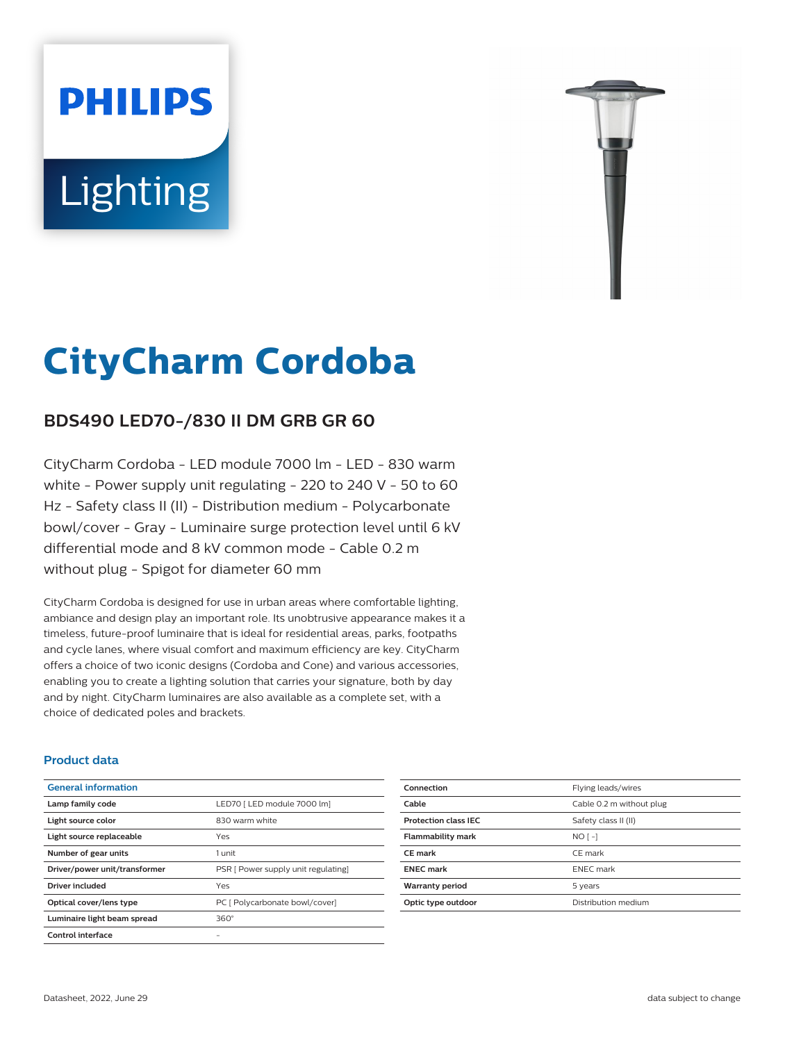# CityCharm Cordoba

## BDS490 LED70-/830 II DM GRB GR 60

CityCharm Cordoba - LED module 7000 lm - LED - 830 warm white - Power supply unit regulating - 220 to 240 V - 50 to 60 Hz - Safety class II (II) - Distribution medium - Polycarbonate bowl/cover - Gray - Luminaire surge protection level until 6 kV differential mode and 8 kV common mode - Cable 0.2 m without plug - Spigot for diameter 60 mm

CityCharm Cordoba is designed for use in urban areas where comfortable lighting, ambiance and design play an important role. Its unobtrusive appearance makes it a timeless, future-proof luminaire that is ideal for residential areas, parks, footpaths and cycle lanes, where visual comfort and maximum efficiency are key. CityCharm offers a choice of two iconic designs (Cordoba and Cone) and various accessories, enabling you to create a lighting solution that carries your signature, both by day and by night. CityCharm luminaires are also available as a complete set, with a choice of dedicated poles and brackets.

### Product data

| General information | |
|---|---|
| **Lamp family code** | LED70 [ LED module 7000 lm] |
| **Light source color** | 830 warm white |
| **Light source replaceable** | Yes |
| **Number of gear units** | 1 unit |
| **Driver/power unit/transformer** | PSR [ Power supply unit regulating] |
| **Driver included** | Yes |
| **Optical cover/lens type** | PC [ Polycarbonate bowl/cover] |
| **Luminaire light beam spread** | 360° |
| **Control interface** | - |
| **Connection** | Flying leads/wires |
| **Cable** | Cable 0.2 m without plug |
| **Protection class IEC** | Safety class II (II) |
| **Flammability mark** | NO [ -] |
| **CE mark** | CE mark |
| **ENEC mark** | ENEC mark |
| **Warranty period** | 5 years |
| **Optic type outdoor** | Distribution medium |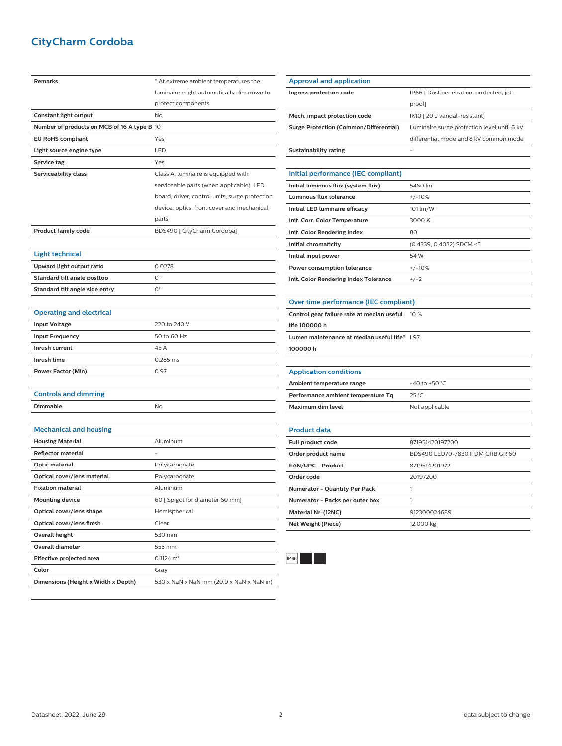# CityCharm Cordoba

| | |
|---|---|
| **Remarks** | * At extreme ambient temperatures the luminaire might automatically dim down to protect components |
| **Constant light output** | No |
| **Number of products on MCB of 16 A type B** | 10 |
| **EU RoHS compliant** | Yes |
| **Light source engine type** | LED |
| **Service tag** | Yes |
| **Serviceability class** | Class A, luminaire is equipped with serviceable parts (when applicable): LED board, driver, control units, surge protection device, optics, front cover and mechanical parts |
| **Product family code** | BDS490 [ CityCharm Cordoba] |

## Light technical

| | |
|---|---|
| **Upward light output ratio** | 0.0278 |
| **Standard tilt angle posttop** | 0° |
| **Standard tilt angle side entry** | 0° |

## Operating and electrical

| | |
|---|---|
| **Input Voltage** | 220 to 240 V |
| **Input Frequency** | 50 to 60 Hz |
| **Inrush current** | 45 A |
| **Inrush time** | 0.285 ms |
| **Power Factor (Min)** | 0.97 |

## Controls and dimming

| | |
|---|---|
| **Dimmable** | No |

## Mechanical and housing

| | |
|---|---|
| **Housing Material** | Aluminum |
| **Reflector material** | - |
| **Optic material** | Polycarbonate |
| **Optical cover/lens material** | Polycarbonate |
| **Fixation material** | Aluminum |
| **Mounting device** | 60 [ Spigot for diameter 60 mm] |
| **Optical cover/lens shape** | Hemispherical |
| **Optical cover/lens finish** | Clear |
| **Overall height** | 530 mm |
| **Overall diameter** | 555 mm |
| **Effective projected area** | 0.1124 m² |
| **Color** | Gray |
| **Dimensions (Height x Width x Depth)** | 530 x NaN x NaN mm (20.9 x NaN x NaN in) |

## Approval and application

| | |
|---|---|
| **Ingress protection code** | IP66 [ Dust penetration-protected, jet-proof] |
| **Mech. impact protection code** | IK10 [ 20 J vandal-resistant] |
| **Surge Protection (Common/Differential)** | Luminaire surge protection level until 6 kV differential mode and 8 kV common mode |
| **Sustainability rating** | - |

## Initial performance (IEC compliant)

| | |
|---|---|
| **Initial luminous flux (system flux)** | 5460 lm |
| **Luminous flux tolerance** | +/-10% |
| **Initial LED luminaire efficacy** | 101 lm/W |
| **Init. Corr. Color Temperature** | 3000 K |
| **Init. Color Rendering Index** | 80 |
| **Initial chromaticity** | (0.4339, 0.4032) SDCM <5 |
| **Initial input power** | 54 W |
| **Power consumption tolerance** | +/-10% |
| **Init. Color Rendering Index Tolerance** | +/-2 |

## Over time performance (IEC compliant)

| | |
|---|---|
| **Control gear failure rate at median useful life 100000 h** | 10 % |
| **Lumen maintenance at median useful life* 100000 h** | L97 |

## Application conditions

| | |
|---|---|
| **Ambient temperature range** | -40 to +50 °C |
| **Performance ambient temperature Tq** | 25 °C |
| **Maximum dim level** | Not applicable |

## Product data

| | |
|---|---|
| **Full product code** | 871951420197200 |
| **Order product name** | BDS490 LED70-/830 II DM GRB GR 60 |
| **EAN/UPC - Product** | 8719514201972 |
| **Order code** | 20197200 |
| **Numerator - Quantity Per Pack** | 1 |
| **Numerator - Packs per outer box** | 1 |
| **Material Nr. (12NC)** | 912300024689 |
| **Net Weight (Piece)** | 12.000 kg |

IP66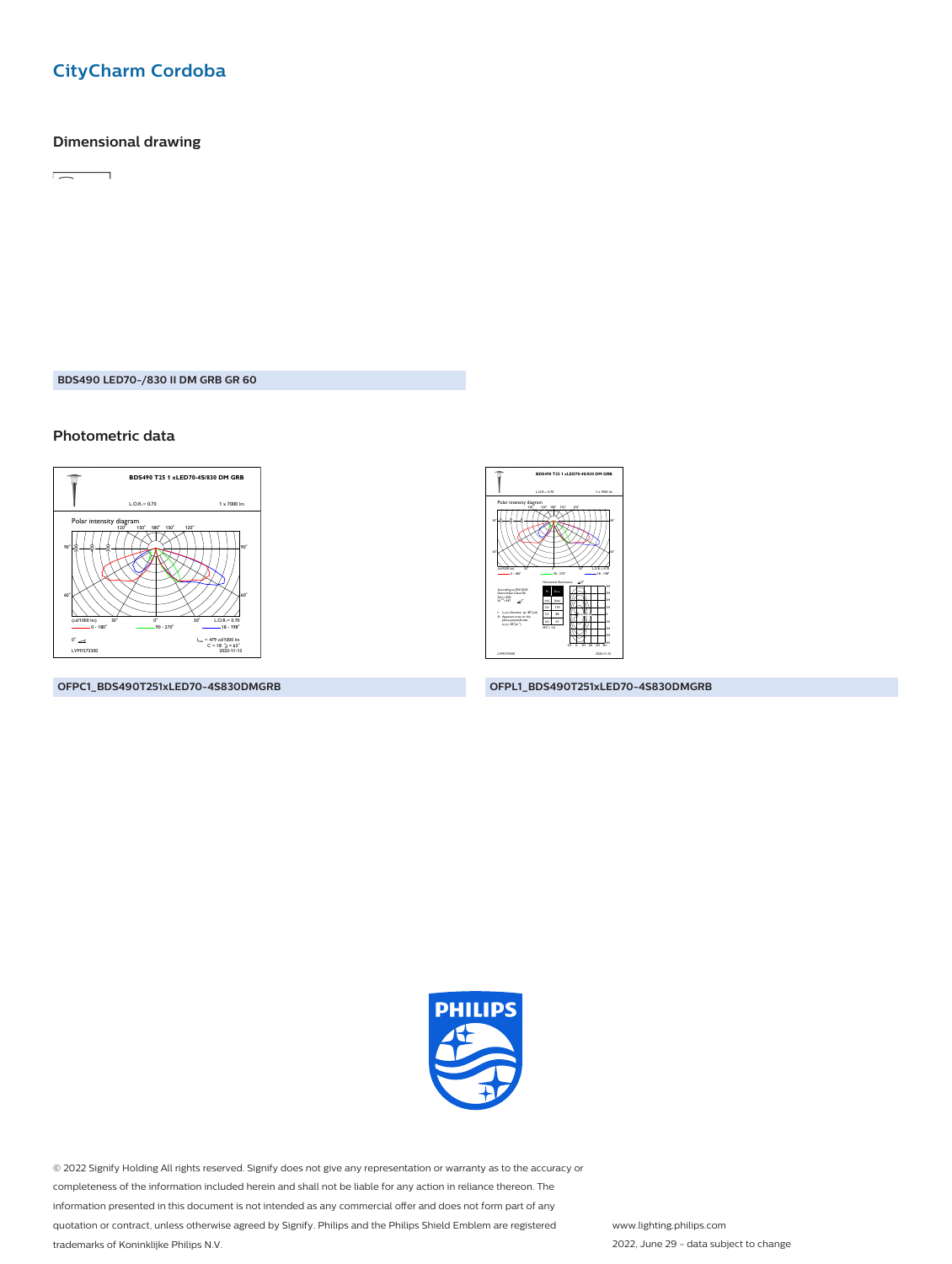## CityCharm Cordoba

### Dimensional drawing

BDS490 LED70-/830 II DM GRB GR 60

### Photometric data

BDS490 T25 1 xLED70-4S/830 DM GRB

L.O.R.= 0.70

1 x 7000 lm

Polar intensity diagram

120° 150° 180° 150° 120°

90° 90°

60° 60°

(cd/1000 lm) 30° 0° 30° L.O.R.= 0.70

0 - 180° 90 - 270° 18 - 198°

$I_{max}$ = 479 cd/1000 lm

C = 18 γ = 63°

LVM1573300

2020-11-13

OFPC1_BDS490T251xLED70-4S830DMGRB

BDS490 T25 1 xLED70-4S/830 DM GRB

L.O.R.= 0.70

1 x 7000 lm

Polar intensity diagram

Horizontal Illuminance

According to EN13201

LVM1573300

2020-11-13

OFPL1_BDS490T251xLED70-4S830DMGRB

© 2022 Signify Holding All rights reserved. Signify does not give any representation or warranty as to the accuracy or completeness of the information included herein and shall not be liable for any action in reliance thereon. The information presented in this document is not intended as any commercial offer and does not form part of any quotation or contract, unless otherwise agreed by Signify. Philips and the Philips Shield Emblem are registered trademarks of Koninklijke Philips N.V.

www.lighting.philips.com

2022, June 29 - data subject to change